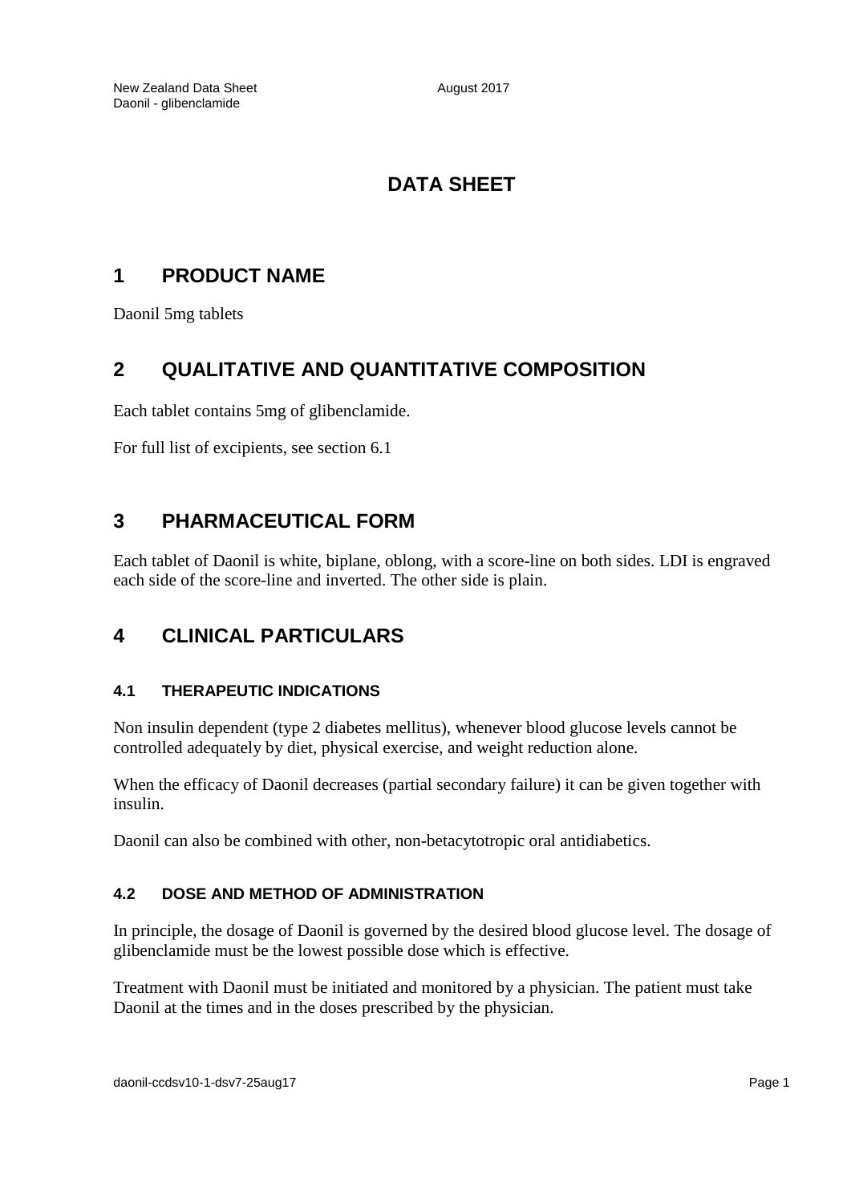# DATA SHEET

## 1 PRODUCT NAME

Daonil 5mg tablets

## 2 QUALITATIVE AND QUANTITATIVE COMPOSITION

Each tablet contains 5mg of glibenclamide.

For full list of excipients, see section 6.1

## 3 PHARMACEUTICAL FORM

Each tablet of Daonil is white, biplane, oblong, with a score-line on both sides. LDI is engraved each side of the score-line and inverted. The other side is plain.

## 4 CLINICAL PARTICULARS

### 4.1 THERAPEUTIC INDICATIONS

Non insulin dependent (type 2 diabetes mellitus), whenever blood glucose levels cannot be controlled adequately by diet, physical exercise, and weight reduction alone.

When the efficacy of Daonil decreases (partial secondary failure) it can be given together with insulin.

Daonil can also be combined with other, non-betacytotropic oral antidiabetics.

### 4.2 DOSE AND METHOD OF ADMINISTRATION

In principle, the dosage of Daonil is governed by the desired blood glucose level. The dosage of glibenclamide must be the lowest possible dose which is effective.

Treatment with Daonil must be initiated and monitored by a physician. The patient must take Daonil at the times and in the doses prescribed by the physician.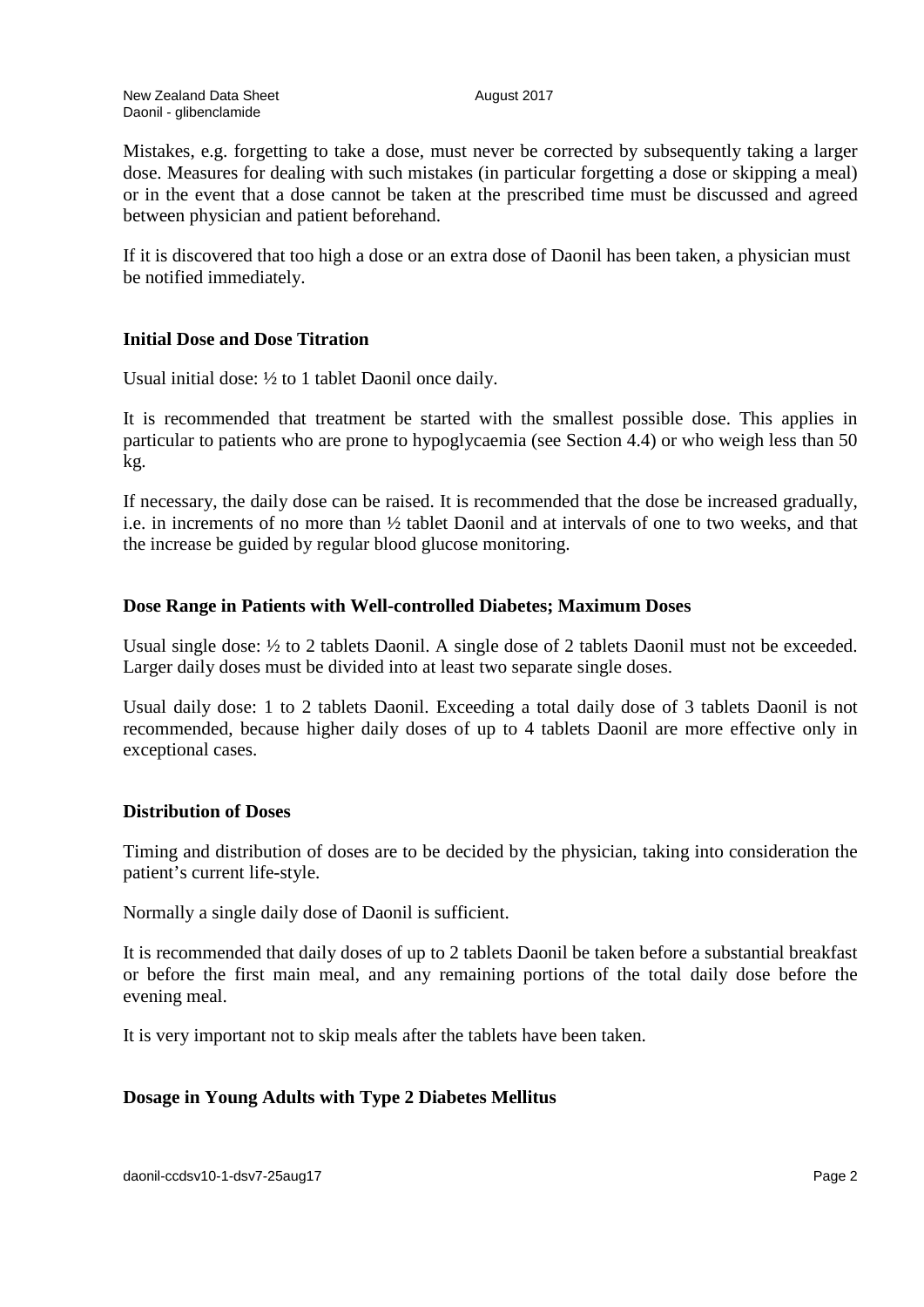Mistakes, e.g. forgetting to take a dose, must never be corrected by subsequently taking a larger dose. Measures for dealing with such mistakes (in particular forgetting a dose or skipping a meal) or in the event that a dose cannot be taken at the prescribed time must be discussed and agreed between physician and patient beforehand.

If it is discovered that too high a dose or an extra dose of Daonil has been taken, a physician must be notified immediately.

**Initial Dose and Dose Titration**

Usual initial dose: ½ to 1 tablet Daonil once daily.

It is recommended that treatment be started with the smallest possible dose. This applies in particular to patients who are prone to hypoglycaemia (see Section 4.4) or who weigh less than 50 kg.

If necessary, the daily dose can be raised. It is recommended that the dose be increased gradually, i.e. in increments of no more than ½ tablet Daonil and at intervals of one to two weeks, and that the increase be guided by regular blood glucose monitoring.

**Dose Range in Patients with Well-controlled Diabetes; Maximum Doses**

Usual single dose: ½ to 2 tablets Daonil. A single dose of 2 tablets Daonil must not be exceeded. Larger daily doses must be divided into at least two separate single doses.

Usual daily dose: 1 to 2 tablets Daonil. Exceeding a total daily dose of 3 tablets Daonil is not recommended, because higher daily doses of up to 4 tablets Daonil are more effective only in exceptional cases.

**Distribution of Doses**

Timing and distribution of doses are to be decided by the physician, taking into consideration the patient's current life-style.

Normally a single daily dose of Daonil is sufficient.

It is recommended that daily doses of up to 2 tablets Daonil be taken before a substantial breakfast or before the first main meal, and any remaining portions of the total daily dose before the evening meal.

It is very important not to skip meals after the tablets have been taken.

**Dosage in Young Adults with Type 2 Diabetes Mellitus**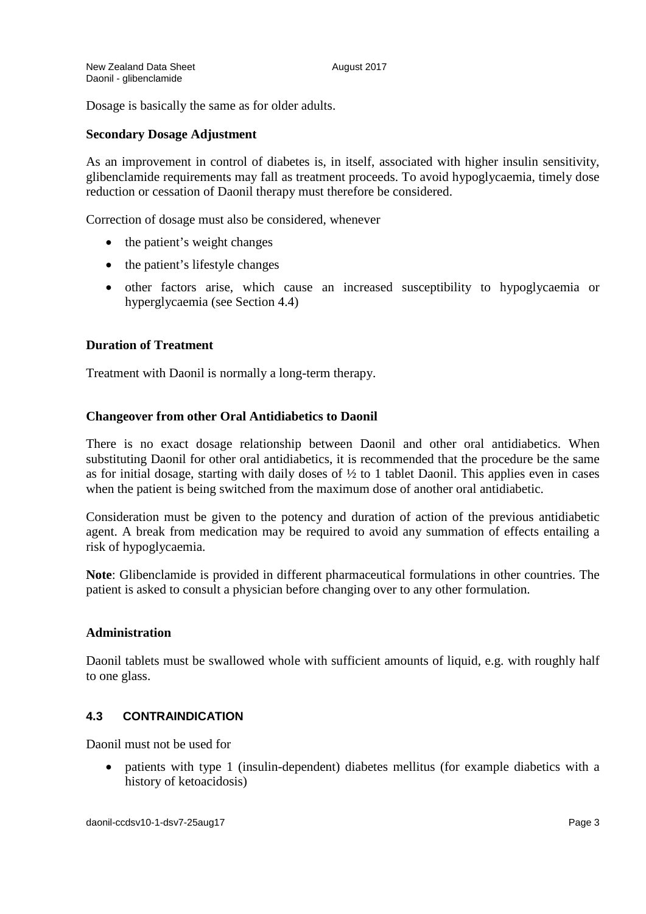Dosage is basically the same as for older adults.

**Secondary Dosage Adjustment**

As an improvement in control of diabetes is, in itself, associated with higher insulin sensitivity, glibenclamide requirements may fall as treatment proceeds. To avoid hypoglycaemia, timely dose reduction or cessation of Daonil therapy must therefore be considered.

Correction of dosage must also be considered, whenever

- the patient's weight changes
- the patient's lifestyle changes
- other factors arise, which cause an increased susceptibility to hypoglycaemia or hyperglycaemia (see Section 4.4)

**Duration of Treatment**

Treatment with Daonil is normally a long-term therapy.

**Changeover from other Oral Antidiabetics to Daonil**

There is no exact dosage relationship between Daonil and other oral antidiabetics. When substituting Daonil for other oral antidiabetics, it is recommended that the procedure be the same as for initial dosage, starting with daily doses of ½ to 1 tablet Daonil. This applies even in cases when the patient is being switched from the maximum dose of another oral antidiabetic.

Consideration must be given to the potency and duration of action of the previous antidiabetic agent. A break from medication may be required to avoid any summation of effects entailing a risk of hypoglycaemia.

**Note**: Glibenclamide is provided in different pharmaceutical formulations in other countries. The patient is asked to consult a physician before changing over to any other formulation.

**Administration**

Daonil tablets must be swallowed whole with sufficient amounts of liquid, e.g. with roughly half to one glass.

## 4.3 CONTRAINDICATION

Daonil must not be used for

- patients with type 1 (insulin-dependent) diabetes mellitus (for example diabetics with a history of ketoacidosis)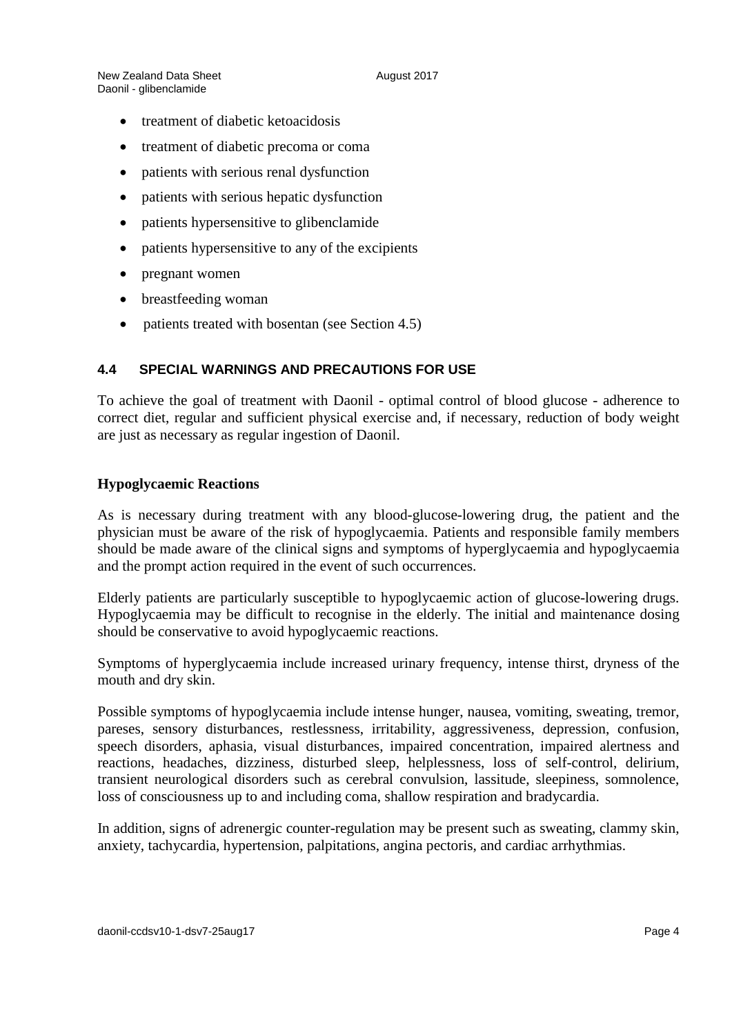- treatment of diabetic ketoacidosis
- treatment of diabetic precoma or coma
- patients with serious renal dysfunction
- patients with serious hepatic dysfunction
- patients hypersensitive to glibenclamide
- patients hypersensitive to any of the excipients
- pregnant women
- breastfeeding woman
- patients treated with bosentan (see Section 4.5)

## 4.4 SPECIAL WARNINGS AND PRECAUTIONS FOR USE

To achieve the goal of treatment with Daonil - optimal control of blood glucose - adherence to correct diet, regular and sufficient physical exercise and, if necessary, reduction of body weight are just as necessary as regular ingestion of Daonil.

**Hypoglycaemic Reactions**

As is necessary during treatment with any blood-glucose-lowering drug, the patient and the physician must be aware of the risk of hypoglycaemia. Patients and responsible family members should be made aware of the clinical signs and symptoms of hyperglycaemia and hypoglycaemia and the prompt action required in the event of such occurrences.

Elderly patients are particularly susceptible to hypoglycaemic action of glucose-lowering drugs. Hypoglycaemia may be difficult to recognise in the elderly. The initial and maintenance dosing should be conservative to avoid hypoglycaemic reactions.

Symptoms of hyperglycaemia include increased urinary frequency, intense thirst, dryness of the mouth and dry skin.

Possible symptoms of hypoglycaemia include intense hunger, nausea, vomiting, sweating, tremor, pareses, sensory disturbances, restlessness, irritability, aggressiveness, depression, confusion, speech disorders, aphasia, visual disturbances, impaired concentration, impaired alertness and reactions, headaches, dizziness, disturbed sleep, helplessness, loss of self-control, delirium, transient neurological disorders such as cerebral convulsion, lassitude, sleepiness, somnolence, loss of consciousness up to and including coma, shallow respiration and bradycardia.

In addition, signs of adrenergic counter-regulation may be present such as sweating, clammy skin, anxiety, tachycardia, hypertension, palpitations, angina pectoris, and cardiac arrhythmias.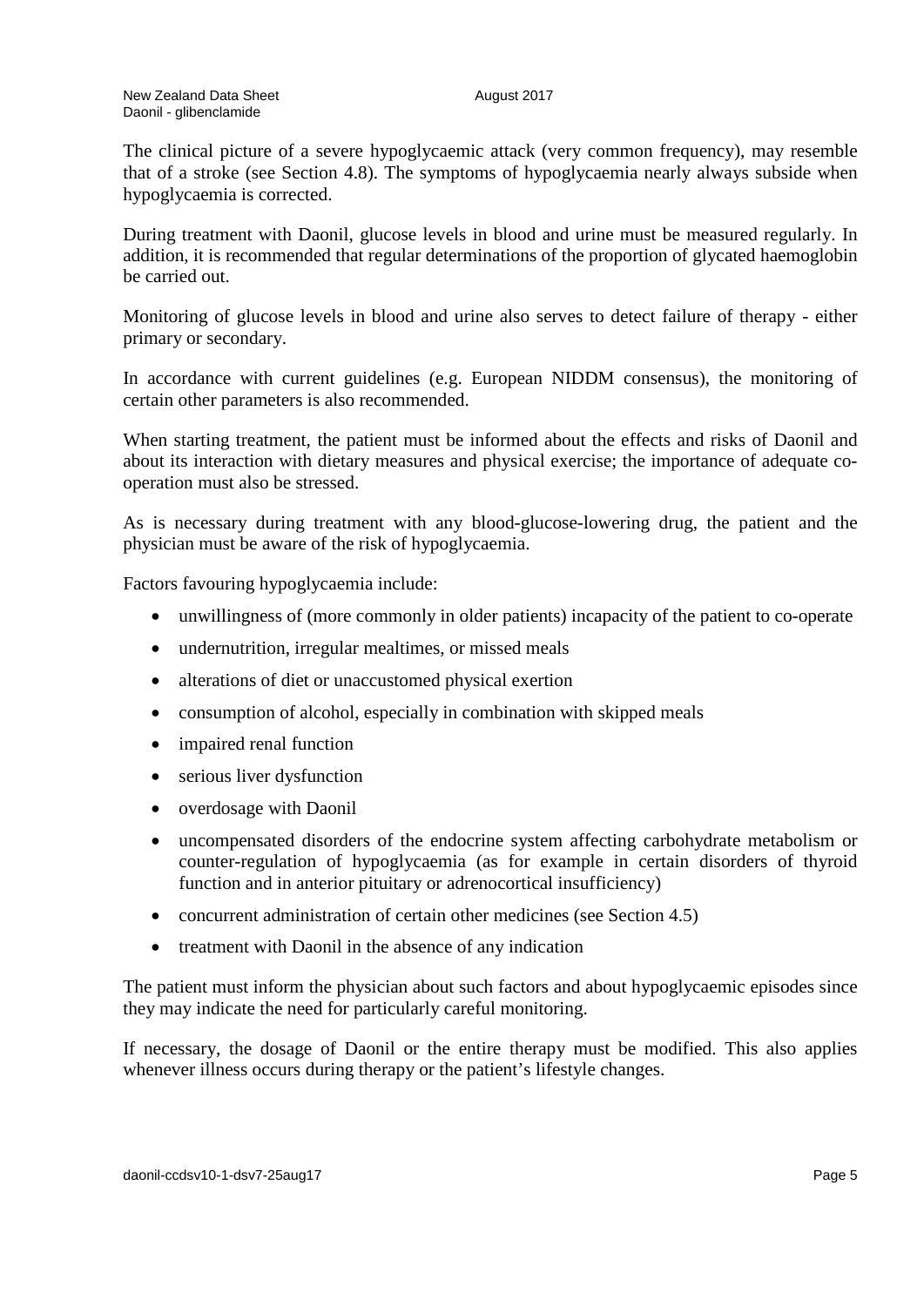The clinical picture of a severe hypoglycaemic attack (very common frequency), may resemble that of a stroke (see Section 4.8). The symptoms of hypoglycaemia nearly always subside when hypoglycaemia is corrected.

During treatment with Daonil, glucose levels in blood and urine must be measured regularly. In addition, it is recommended that regular determinations of the proportion of glycated haemoglobin be carried out.

Monitoring of glucose levels in blood and urine also serves to detect failure of therapy - either primary or secondary.

In accordance with current guidelines (e.g. European NIDDM consensus), the monitoring of certain other parameters is also recommended.

When starting treatment, the patient must be informed about the effects and risks of Daonil and about its interaction with dietary measures and physical exercise; the importance of adequate co-operation must also be stressed.

As is necessary during treatment with any blood-glucose-lowering drug, the patient and the physician must be aware of the risk of hypoglycaemia.

Factors favouring hypoglycaemia include:

- unwillingness of (more commonly in older patients) incapacity of the patient to co-operate
- undernutrition, irregular mealtimes, or missed meals
- alterations of diet or unaccustomed physical exertion
- consumption of alcohol, especially in combination with skipped meals
- impaired renal function
- serious liver dysfunction
- overdosage with Daonil
- uncompensated disorders of the endocrine system affecting carbohydrate metabolism or counter-regulation of hypoglycaemia (as for example in certain disorders of thyroid function and in anterior pituitary or adrenocortical insufficiency)
- concurrent administration of certain other medicines (see Section 4.5)
- treatment with Daonil in the absence of any indication

The patient must inform the physician about such factors and about hypoglycaemic episodes since they may indicate the need for particularly careful monitoring.

If necessary, the dosage of Daonil or the entire therapy must be modified. This also applies whenever illness occurs during therapy or the patient's lifestyle changes.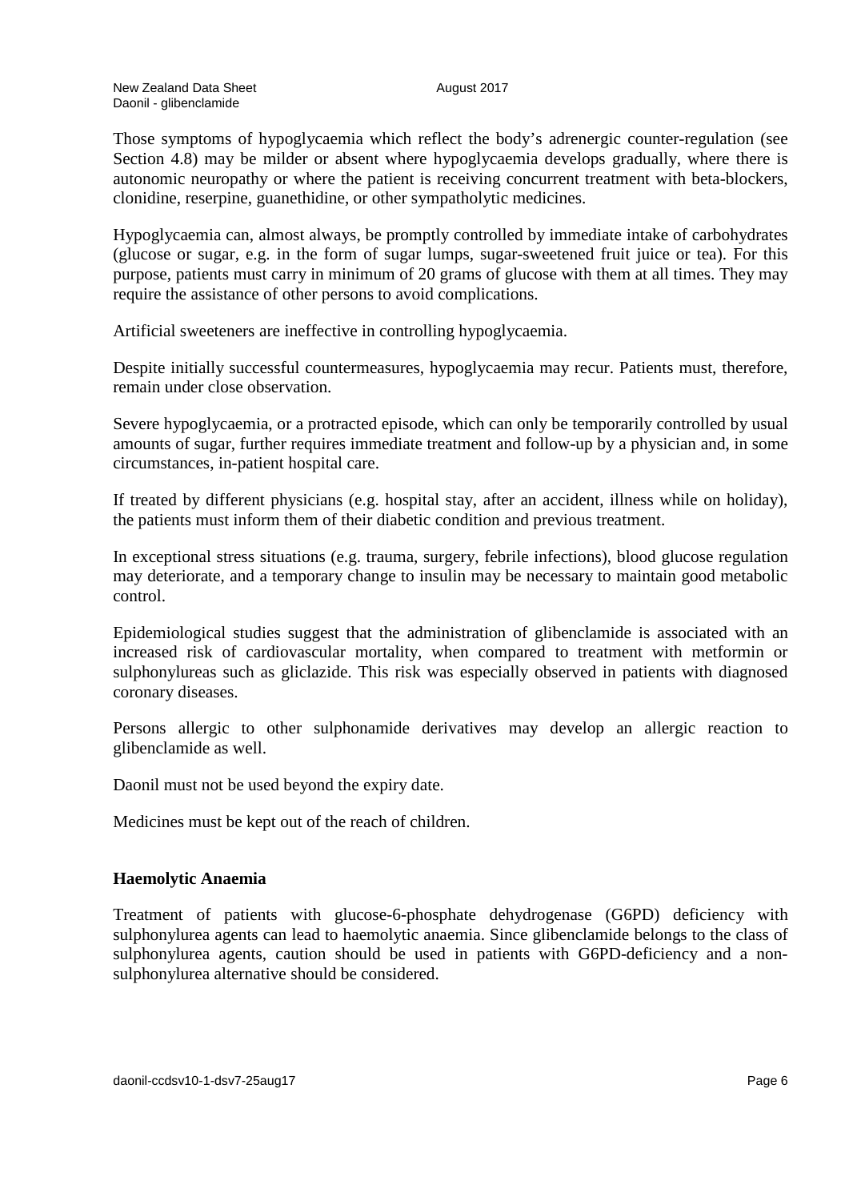Those symptoms of hypoglycaemia which reflect the body's adrenergic counter-regulation (see Section 4.8) may be milder or absent where hypoglycaemia develops gradually, where there is autonomic neuropathy or where the patient is receiving concurrent treatment with beta-blockers, clonidine, reserpine, guanethidine, or other sympatholytic medicines.

Hypoglycaemia can, almost always, be promptly controlled by immediate intake of carbohydrates (glucose or sugar, e.g. in the form of sugar lumps, sugar-sweetened fruit juice or tea). For this purpose, patients must carry in minimum of 20 grams of glucose with them at all times. They may require the assistance of other persons to avoid complications.

Artificial sweeteners are ineffective in controlling hypoglycaemia.

Despite initially successful countermeasures, hypoglycaemia may recur. Patients must, therefore, remain under close observation.

Severe hypoglycaemia, or a protracted episode, which can only be temporarily controlled by usual amounts of sugar, further requires immediate treatment and follow-up by a physician and, in some circumstances, in-patient hospital care.

If treated by different physicians (e.g. hospital stay, after an accident, illness while on holiday), the patients must inform them of their diabetic condition and previous treatment.

In exceptional stress situations (e.g. trauma, surgery, febrile infections), blood glucose regulation may deteriorate, and a temporary change to insulin may be necessary to maintain good metabolic control.

Epidemiological studies suggest that the administration of glibenclamide is associated with an increased risk of cardiovascular mortality, when compared to treatment with metformin or sulphonylureas such as gliclazide. This risk was especially observed in patients with diagnosed coronary diseases.

Persons allergic to other sulphonamide derivatives may develop an allergic reaction to glibenclamide as well.

Daonil must not be used beyond the expiry date.

Medicines must be kept out of the reach of children.

**Haemolytic Anaemia**

Treatment of patients with glucose-6-phosphate dehydrogenase (G6PD) deficiency with sulphonylurea agents can lead to haemolytic anaemia. Since glibenclamide belongs to the class of sulphonylurea agents, caution should be used in patients with G6PD-deficiency and a non-sulphonylurea alternative should be considered.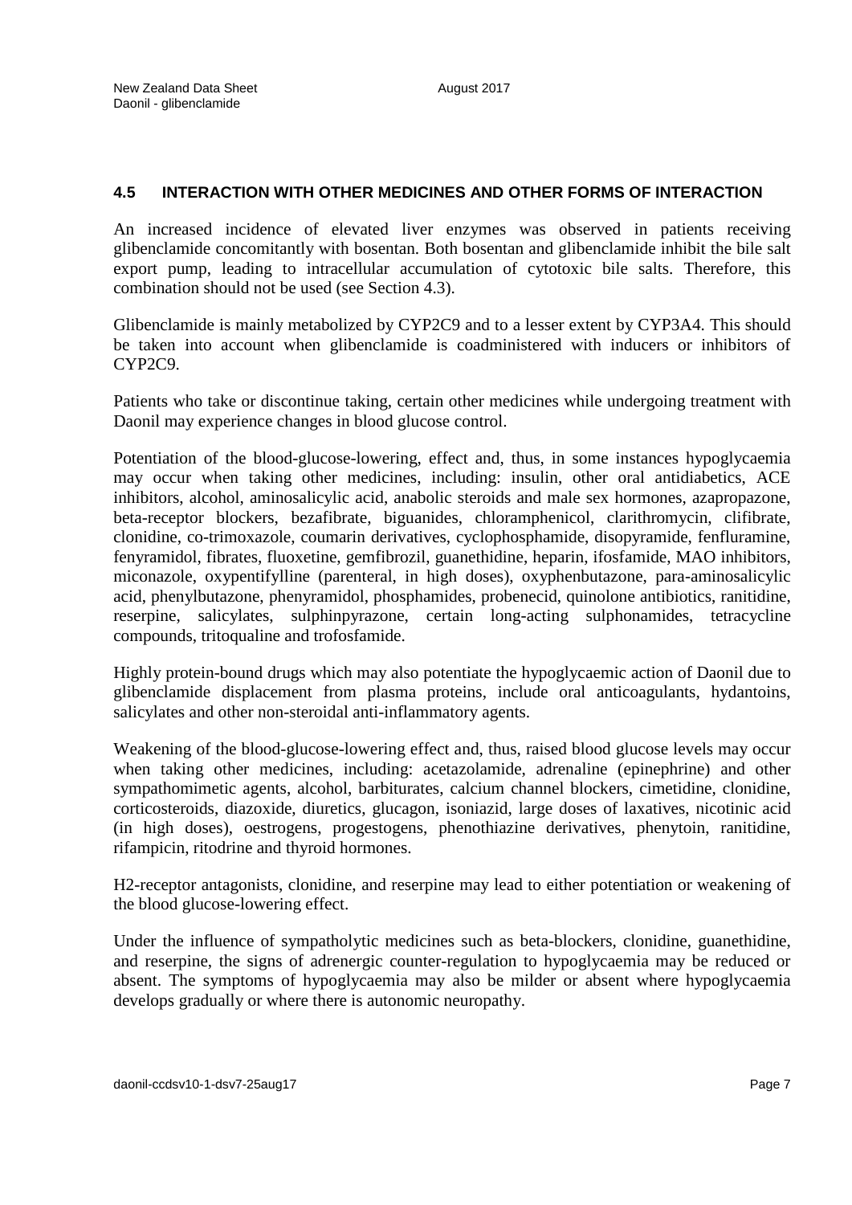## 4.5 INTERACTION WITH OTHER MEDICINES AND OTHER FORMS OF INTERACTION

An increased incidence of elevated liver enzymes was observed in patients receiving glibenclamide concomitantly with bosentan. Both bosentan and glibenclamide inhibit the bile salt export pump, leading to intracellular accumulation of cytotoxic bile salts. Therefore, this combination should not be used (see Section 4.3).

Glibenclamide is mainly metabolized by CYP2C9 and to a lesser extent by CYP3A4. This should be taken into account when glibenclamide is coadministered with inducers or inhibitors of CYP2C9.

Patients who take or discontinue taking, certain other medicines while undergoing treatment with Daonil may experience changes in blood glucose control.

Potentiation of the blood-glucose-lowering, effect and, thus, in some instances hypoglycaemia may occur when taking other medicines, including: insulin, other oral antidiabetics, ACE inhibitors, alcohol, aminosalicylic acid, anabolic steroids and male sex hormones, azapropazone, beta-receptor blockers, bezafibrate, biguanides, chloramphenicol, clarithromycin, clifibrate, clonidine, co-trimoxazole, coumarin derivatives, cyclophosphamide, disopyramide, fenfluramine, fenyramidol, fibrates, fluoxetine, gemfibrozil, guanethidine, heparin, ifosfamide, MAO inhibitors, miconazole, oxypentifylline (parenteral, in high doses), oxyphenbutazone, para-aminosalicylic acid, phenylbutazone, phenyramidol, phosphamides, probenecid, quinolone antibiotics, ranitidine, reserpine, salicylates, sulphinpyrazone, certain long-acting sulphonamides, tetracycline compounds, tritoqualine and trofosfamide.

Highly protein-bound drugs which may also potentiate the hypoglycaemic action of Daonil due to glibenclamide displacement from plasma proteins, include oral anticoagulants, hydantoins, salicylates and other non-steroidal anti-inflammatory agents.

Weakening of the blood-glucose-lowering effect and, thus, raised blood glucose levels may occur when taking other medicines, including: acetazolamide, adrenaline (epinephrine) and other sympathomimetic agents, alcohol, barbiturates, calcium channel blockers, cimetidine, clonidine, corticosteroids, diazoxide, diuretics, glucagon, isoniazid, large doses of laxatives, nicotinic acid (in high doses), oestrogens, progestogens, phenothiazine derivatives, phenytoin, ranitidine, rifampicin, ritodrine and thyroid hormones.

H2-receptor antagonists, clonidine, and reserpine may lead to either potentiation or weakening of the blood glucose-lowering effect.

Under the influence of sympatholytic medicines such as beta-blockers, clonidine, guanethidine, and reserpine, the signs of adrenergic counter-regulation to hypoglycaemia may be reduced or absent. The symptoms of hypoglycaemia may also be milder or absent where hypoglycaemia develops gradually or where there is autonomic neuropathy.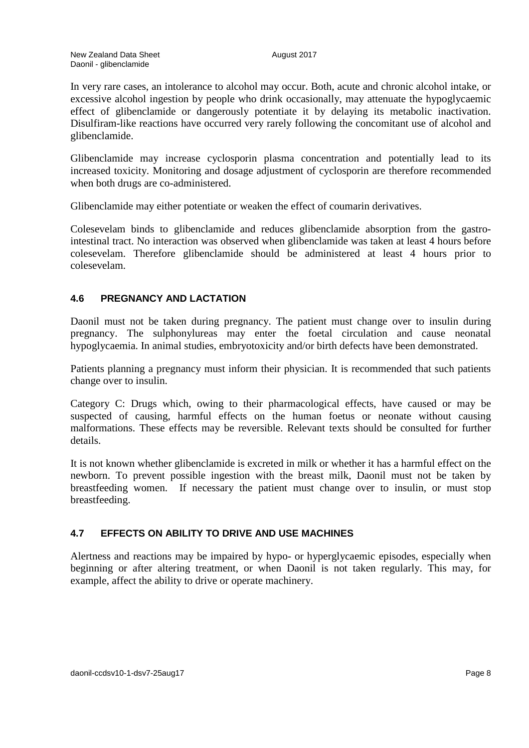In very rare cases, an intolerance to alcohol may occur. Both, acute and chronic alcohol intake, or excessive alcohol ingestion by people who drink occasionally, may attenuate the hypoglycaemic effect of glibenclamide or dangerously potentiate it by delaying its metabolic inactivation. Disulfiram-like reactions have occurred very rarely following the concomitant use of alcohol and glibenclamide.

Glibenclamide may increase cyclosporin plasma concentration and potentially lead to its increased toxicity. Monitoring and dosage adjustment of cyclosporin are therefore recommended when both drugs are co-administered.

Glibenclamide may either potentiate or weaken the effect of coumarin derivatives.

Colesevelam binds to glibenclamide and reduces glibenclamide absorption from the gastro-intestinal tract. No interaction was observed when glibenclamide was taken at least 4 hours before colesevelam. Therefore glibenclamide should be administered at least 4 hours prior to colesevelam.

## 4.6 PREGNANCY AND LACTATION

Daonil must not be taken during pregnancy. The patient must change over to insulin during pregnancy. The sulphonylureas may enter the foetal circulation and cause neonatal hypoglycaemia. In animal studies, embryotoxicity and/or birth defects have been demonstrated.

Patients planning a pregnancy must inform their physician. It is recommended that such patients change over to insulin.

Category C: Drugs which, owing to their pharmacological effects, have caused or may be suspected of causing, harmful effects on the human foetus or neonate without causing malformations. These effects may be reversible. Relevant texts should be consulted for further details.

It is not known whether glibenclamide is excreted in milk or whether it has a harmful effect on the newborn. To prevent possible ingestion with the breast milk, Daonil must not be taken by breastfeeding women. If necessary the patient must change over to insulin, or must stop breastfeeding.

## 4.7 EFFECTS ON ABILITY TO DRIVE AND USE MACHINES

Alertness and reactions may be impaired by hypo- or hyperglycaemic episodes, especially when beginning or after altering treatment, or when Daonil is not taken regularly. This may, for example, affect the ability to drive or operate machinery.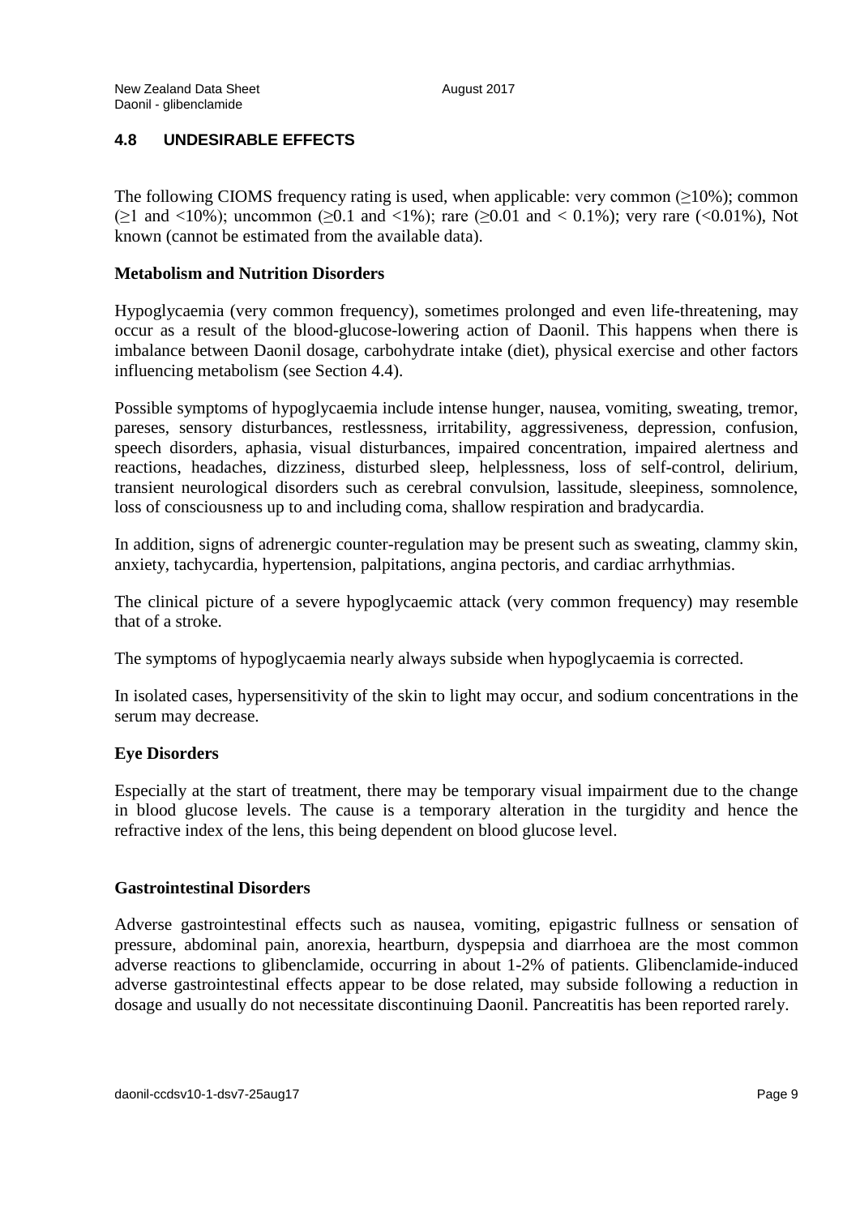## 4.8 UNDESIRABLE EFFECTS

The following CIOMS frequency rating is used, when applicable: very common (≥10%); common (≥1 and <10%); uncommon (≥0.1 and <1%); rare (≥0.01 and < 0.1%); very rare (<0.01%), Not known (cannot be estimated from the available data).

**Metabolism and Nutrition Disorders**

Hypoglycaemia (very common frequency), sometimes prolonged and even life-threatening, may occur as a result of the blood-glucose-lowering action of Daonil. This happens when there is imbalance between Daonil dosage, carbohydrate intake (diet), physical exercise and other factors influencing metabolism (see Section 4.4).

Possible symptoms of hypoglycaemia include intense hunger, nausea, vomiting, sweating, tremor, pareses, sensory disturbances, restlessness, irritability, aggressiveness, depression, confusion, speech disorders, aphasia, visual disturbances, impaired concentration, impaired alertness and reactions, headaches, dizziness, disturbed sleep, helplessness, loss of self-control, delirium, transient neurological disorders such as cerebral convulsion, lassitude, sleepiness, somnolence, loss of consciousness up to and including coma, shallow respiration and bradycardia.

In addition, signs of adrenergic counter-regulation may be present such as sweating, clammy skin, anxiety, tachycardia, hypertension, palpitations, angina pectoris, and cardiac arrhythmias.

The clinical picture of a severe hypoglycaemic attack (very common frequency) may resemble that of a stroke.

The symptoms of hypoglycaemia nearly always subside when hypoglycaemia is corrected.

In isolated cases, hypersensitivity of the skin to light may occur, and sodium concentrations in the serum may decrease.

**Eye Disorders**

Especially at the start of treatment, there may be temporary visual impairment due to the change in blood glucose levels. The cause is a temporary alteration in the turgidity and hence the refractive index of the lens, this being dependent on blood glucose level.

**Gastrointestinal Disorders**

Adverse gastrointestinal effects such as nausea, vomiting, epigastric fullness or sensation of pressure, abdominal pain, anorexia, heartburn, dyspepsia and diarrhoea are the most common adverse reactions to glibenclamide, occurring in about 1-2% of patients. Glibenclamide-induced adverse gastrointestinal effects appear to be dose related, may subside following a reduction in dosage and usually do not necessitate discontinuing Daonil. Pancreatitis has been reported rarely.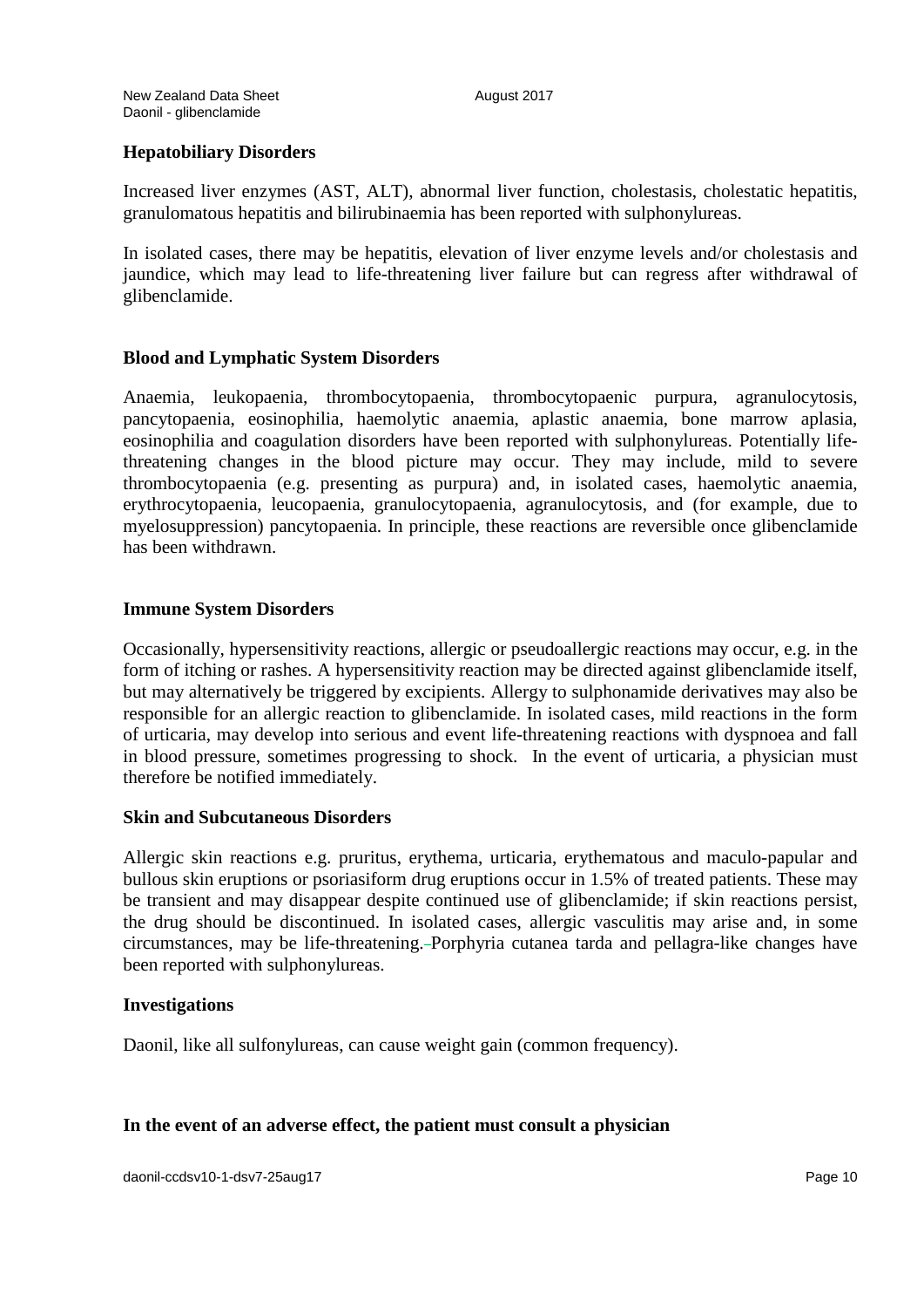**Hepatobiliary Disorders**

Increased liver enzymes (AST, ALT), abnormal liver function, cholestasis, cholestatic hepatitis, granulomatous hepatitis and bilirubinaemia has been reported with sulphonylureas.

In isolated cases, there may be hepatitis, elevation of liver enzyme levels and/or cholestasis and jaundice, which may lead to life-threatening liver failure but can regress after withdrawal of glibenclamide.

**Blood and Lymphatic System Disorders**

Anaemia, leukopaenia, thrombocytopaenia, thrombocytopaenic purpura, agranulocytosis, pancytopaenia, eosinophilia, haemolytic anaemia, aplastic anaemia, bone marrow aplasia, eosinophilia and coagulation disorders have been reported with sulphonylureas. Potentially life-threatening changes in the blood picture may occur. They may include, mild to severe thrombocytopaenia (e.g. presenting as purpura) and, in isolated cases, haemolytic anaemia, erythrocytopaenia, leucopaenia, granulocytopaenia, agranulocytosis, and (for example, due to myelosuppression) pancytopaenia. In principle, these reactions are reversible once glibenclamide has been withdrawn.

**Immune System Disorders**

Occasionally, hypersensitivity reactions, allergic or pseudoallergic reactions may occur, e.g. in the form of itching or rashes. A hypersensitivity reaction may be directed against glibenclamide itself, but may alternatively be triggered by excipients. Allergy to sulphonamide derivatives may also be responsible for an allergic reaction to glibenclamide. In isolated cases, mild reactions in the form of urticaria, may develop into serious and event life-threatening reactions with dyspnoea and fall in blood pressure, sometimes progressing to shock. In the event of urticaria, a physician must therefore be notified immediately.

**Skin and Subcutaneous Disorders**

Allergic skin reactions e.g. pruritus, erythema, urticaria, erythematous and maculo-papular and bullous skin eruptions or psoriasiform drug eruptions occur in 1.5% of treated patients. These may be transient and may disappear despite continued use of glibenclamide; if skin reactions persist, the drug should be discontinued. In isolated cases, allergic vasculitis may arise and, in some circumstances, may be life-threatening. Porphyria cutanea tarda and pellagra-like changes have been reported with sulphonylureas.

**Investigations**

Daonil, like all sulfonylureas, can cause weight gain (common frequency).

**In the event of an adverse effect, the patient must consult a physician**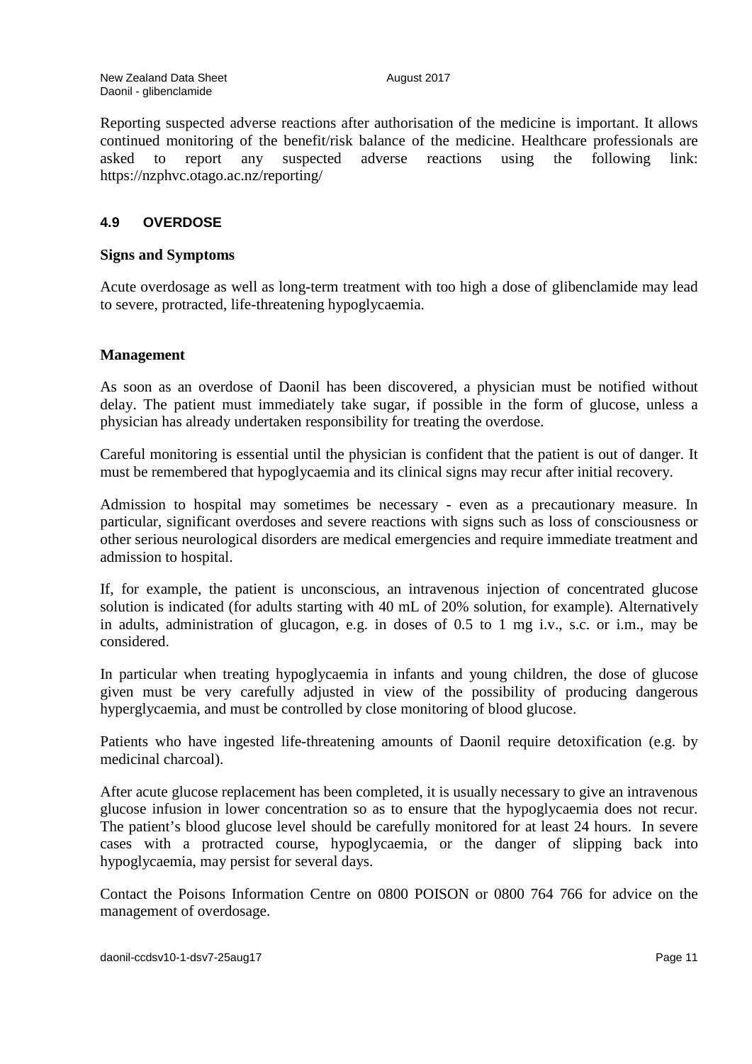Reporting suspected adverse reactions after authorisation of the medicine is important. It allows continued monitoring of the benefit/risk balance of the medicine. Healthcare professionals are asked to report any suspected adverse reactions using the following link: https://nzphvc.otago.ac.nz/reporting/

## 4.9 OVERDOSE

### Signs and Symptoms

Acute overdosage as well as long-term treatment with too high a dose of glibenclamide may lead to severe, protracted, life-threatening hypoglycaemia.

### Management

As soon as an overdose of Daonil has been discovered, a physician must be notified without delay. The patient must immediately take sugar, if possible in the form of glucose, unless a physician has already undertaken responsibility for treating the overdose.

Careful monitoring is essential until the physician is confident that the patient is out of danger. It must be remembered that hypoglycaemia and its clinical signs may recur after initial recovery.

Admission to hospital may sometimes be necessary - even as a precautionary measure. In particular, significant overdoses and severe reactions with signs such as loss of consciousness or other serious neurological disorders are medical emergencies and require immediate treatment and admission to hospital.

If, for example, the patient is unconscious, an intravenous injection of concentrated glucose solution is indicated (for adults starting with 40 mL of 20% solution, for example). Alternatively in adults, administration of glucagon, e.g. in doses of 0.5 to 1 mg i.v., s.c. or i.m., may be considered.

In particular when treating hypoglycaemia in infants and young children, the dose of glucose given must be very carefully adjusted in view of the possibility of producing dangerous hyperglycaemia, and must be controlled by close monitoring of blood glucose.

Patients who have ingested life-threatening amounts of Daonil require detoxification (e.g. by medicinal charcoal).

After acute glucose replacement has been completed, it is usually necessary to give an intravenous glucose infusion in lower concentration so as to ensure that the hypoglycaemia does not recur. The patient's blood glucose level should be carefully monitored for at least 24 hours. In severe cases with a protracted course, hypoglycaemia, or the danger of slipping back into hypoglycaemia, may persist for several days.

Contact the Poisons Information Centre on 0800 POISON or 0800 764 766 for advice on the management of overdosage.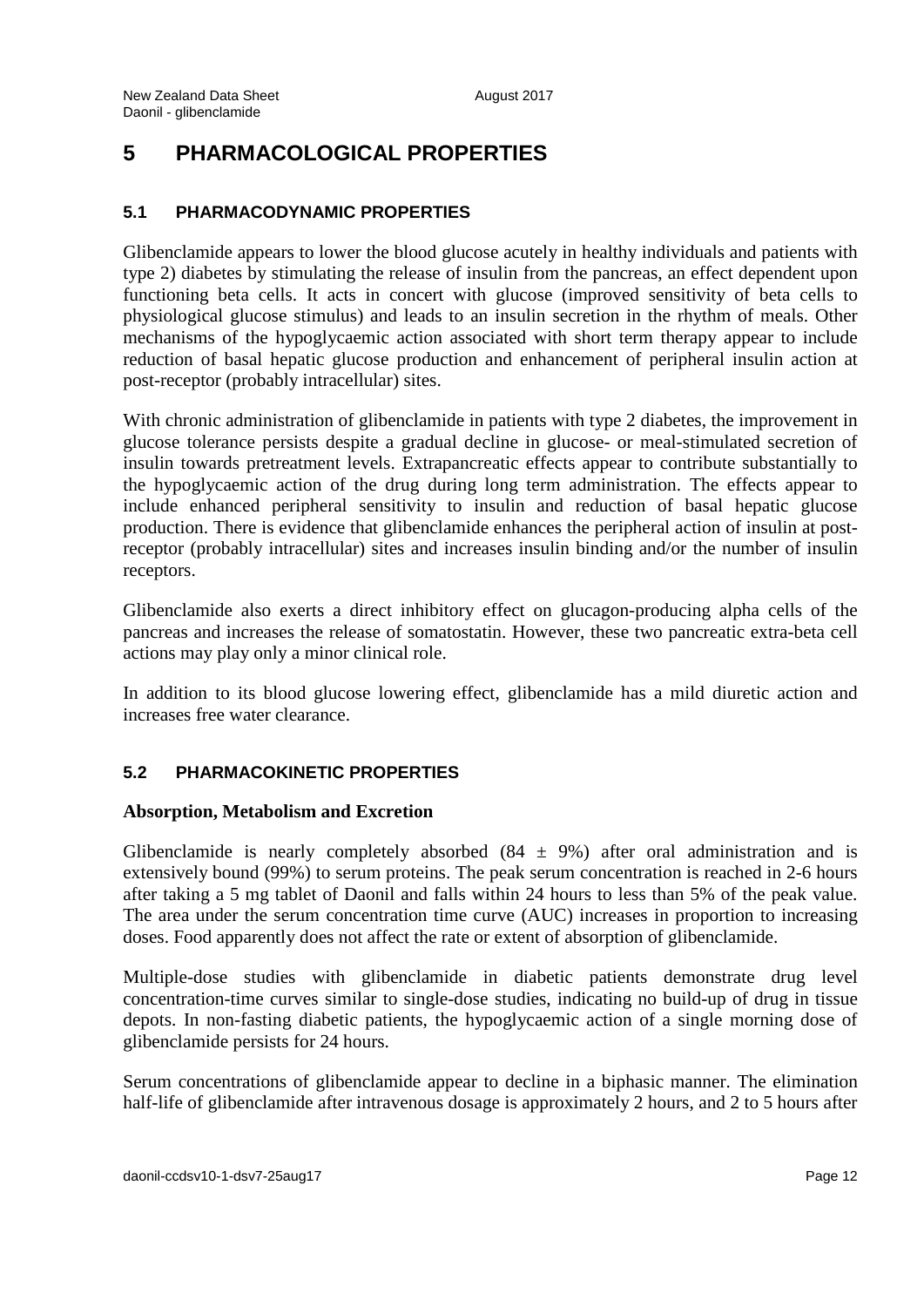# 5 PHARMACOLOGICAL PROPERTIES

## 5.1 PHARMACODYNAMIC PROPERTIES

Glibenclamide appears to lower the blood glucose acutely in healthy individuals and patients with type 2) diabetes by stimulating the release of insulin from the pancreas, an effect dependent upon functioning beta cells. It acts in concert with glucose (improved sensitivity of beta cells to physiological glucose stimulus) and leads to an insulin secretion in the rhythm of meals. Other mechanisms of the hypoglycaemic action associated with short term therapy appear to include reduction of basal hepatic glucose production and enhancement of peripheral insulin action at post-receptor (probably intracellular) sites.

With chronic administration of glibenclamide in patients with type 2 diabetes, the improvement in glucose tolerance persists despite a gradual decline in glucose- or meal-stimulated secretion of insulin towards pretreatment levels. Extrapancreatic effects appear to contribute substantially to the hypoglycaemic action of the drug during long term administration. The effects appear to include enhanced peripheral sensitivity to insulin and reduction of basal hepatic glucose production. There is evidence that glibenclamide enhances the peripheral action of insulin at post-receptor (probably intracellular) sites and increases insulin binding and/or the number of insulin receptors.

Glibenclamide also exerts a direct inhibitory effect on glucagon-producing alpha cells of the pancreas and increases the release of somatostatin. However, these two pancreatic extra-beta cell actions may play only a minor clinical role.

In addition to its blood glucose lowering effect, glibenclamide has a mild diuretic action and increases free water clearance.

## 5.2 PHARMACOKINETIC PROPERTIES

**Absorption, Metabolism and Excretion**

Glibenclamide is nearly completely absorbed (84 ± 9%) after oral administration and is extensively bound (99%) to serum proteins. The peak serum concentration is reached in 2-6 hours after taking a 5 mg tablet of Daonil and falls within 24 hours to less than 5% of the peak value. The area under the serum concentration time curve (AUC) increases in proportion to increasing doses. Food apparently does not affect the rate or extent of absorption of glibenclamide.

Multiple-dose studies with glibenclamide in diabetic patients demonstrate drug level concentration-time curves similar to single-dose studies, indicating no build-up of drug in tissue depots. In non-fasting diabetic patients, the hypoglycaemic action of a single morning dose of glibenclamide persists for 24 hours.

Serum concentrations of glibenclamide appear to decline in a biphasic manner. The elimination half-life of glibenclamide after intravenous dosage is approximately 2 hours, and 2 to 5 hours after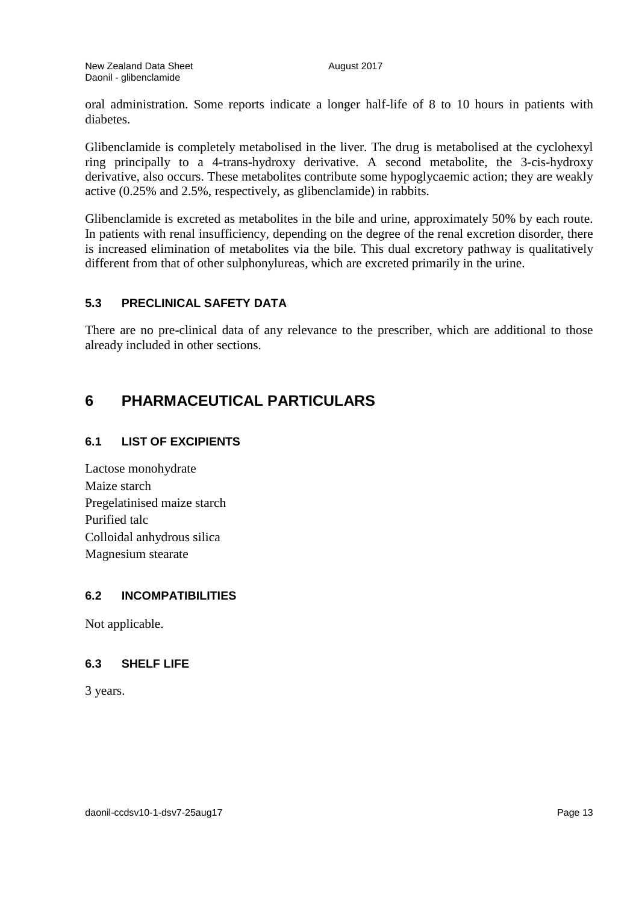oral administration. Some reports indicate a longer half-life of 8 to 10 hours in patients with diabetes.

Glibenclamide is completely metabolised in the liver. The drug is metabolised at the cyclohexyl ring principally to a 4-trans-hydroxy derivative. A second metabolite, the 3-cis-hydroxy derivative, also occurs. These metabolites contribute some hypoglycaemic action; they are weakly active (0.25% and 2.5%, respectively, as glibenclamide) in rabbits.

Glibenclamide is excreted as metabolites in the bile and urine, approximately 50% by each route. In patients with renal insufficiency, depending on the degree of the renal excretion disorder, there is increased elimination of metabolites via the bile. This dual excretory pathway is qualitatively different from that of other sulphonylureas, which are excreted primarily in the urine.

### 5.3 PRECLINICAL SAFETY DATA

There are no pre-clinical data of any relevance to the prescriber, which are additional to those already included in other sections.

## 6 PHARMACEUTICAL PARTICULARS

### 6.1 LIST OF EXCIPIENTS

Lactose monohydrate
Maize starch
Pregelatinised maize starch
Purified talc
Colloidal anhydrous silica
Magnesium stearate

### 6.2 INCOMPATIBILITIES

Not applicable.

### 6.3 SHELF LIFE

3 years.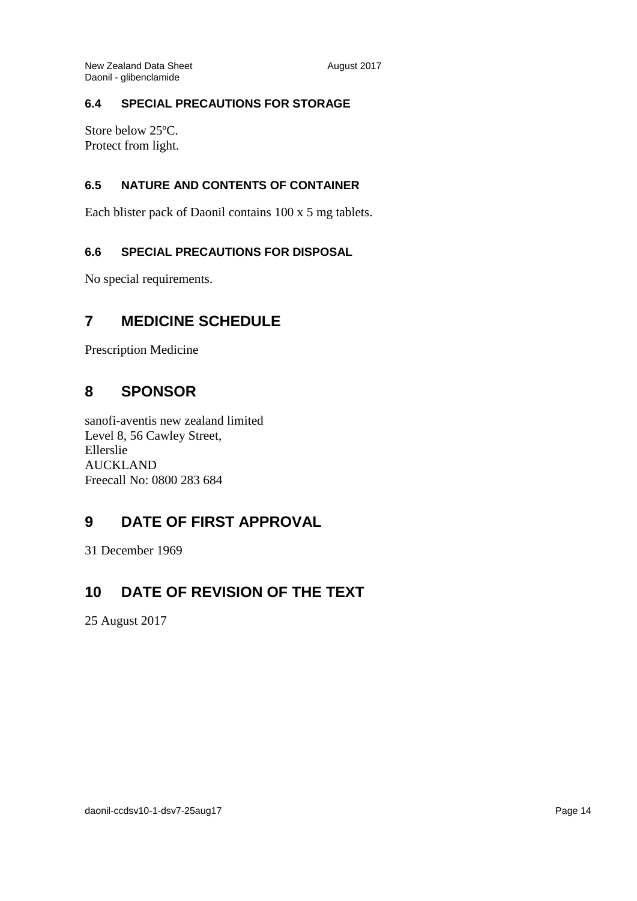### 6.4 SPECIAL PRECAUTIONS FOR STORAGE

Store below 25ºC.
Protect from light.

### 6.5 NATURE AND CONTENTS OF CONTAINER

Each blister pack of Daonil contains 100 x 5 mg tablets.

### 6.6 SPECIAL PRECAUTIONS FOR DISPOSAL

No special requirements.

## 7 MEDICINE SCHEDULE

Prescription Medicine

## 8 SPONSOR

sanofi-aventis new zealand limited
Level 8, 56 Cawley Street,
Ellerslie
AUCKLAND
Freecall No: 0800 283 684

## 9 DATE OF FIRST APPROVAL

31 December 1969

## 10 DATE OF REVISION OF THE TEXT

25 August 2017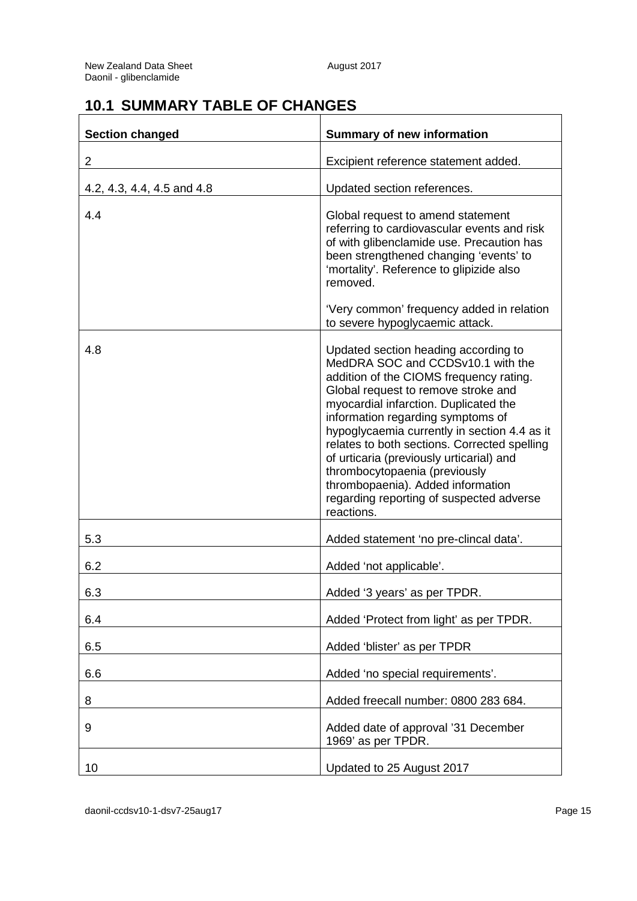## 10.1 SUMMARY TABLE OF CHANGES

| Section changed | Summary of new information |
|---|---|
| 2 | Excipient reference statement added. |
| 4.2, 4.3, 4.4, 4.5 and 4.8 | Updated section references. |
| 4.4 | Global request to amend statement referring to cardiovascular events and risk of with glibenclamide use. Precaution has been strengthened changing 'events' to 'mortality'. Reference to glipizide also removed.<br><br>'Very common' frequency added in relation to severe hypoglycaemic attack. |
| 4.8 | Updated section heading according to MedDRA SOC and CCDSv10.1 with the addition of the CIOMS frequency rating. Global request to remove stroke and myocardial infarction. Duplicated the information regarding symptoms of hypoglycaemia currently in section 4.4 as it relates to both sections. Corrected spelling of urticaria (previously urticarial) and thrombocytopaenia (previously thrombopaenia). Added information regarding reporting of suspected adverse reactions. |
| 5.3 | Added statement 'no pre-clincal data'. |
| 6.2 | Added 'not applicable'. |
| 6.3 | Added '3 years' as per TPDR. |
| 6.4 | Added 'Protect from light' as per TPDR. |
| 6.5 | Added 'blister' as per TPDR |
| 6.6 | Added 'no special requirements'. |
| 8 | Added freecall number: 0800 283 684. |
| 9 | Added date of approval '31 December 1969' as per TPDR. |
| 10 | Updated to 25 August 2017 |